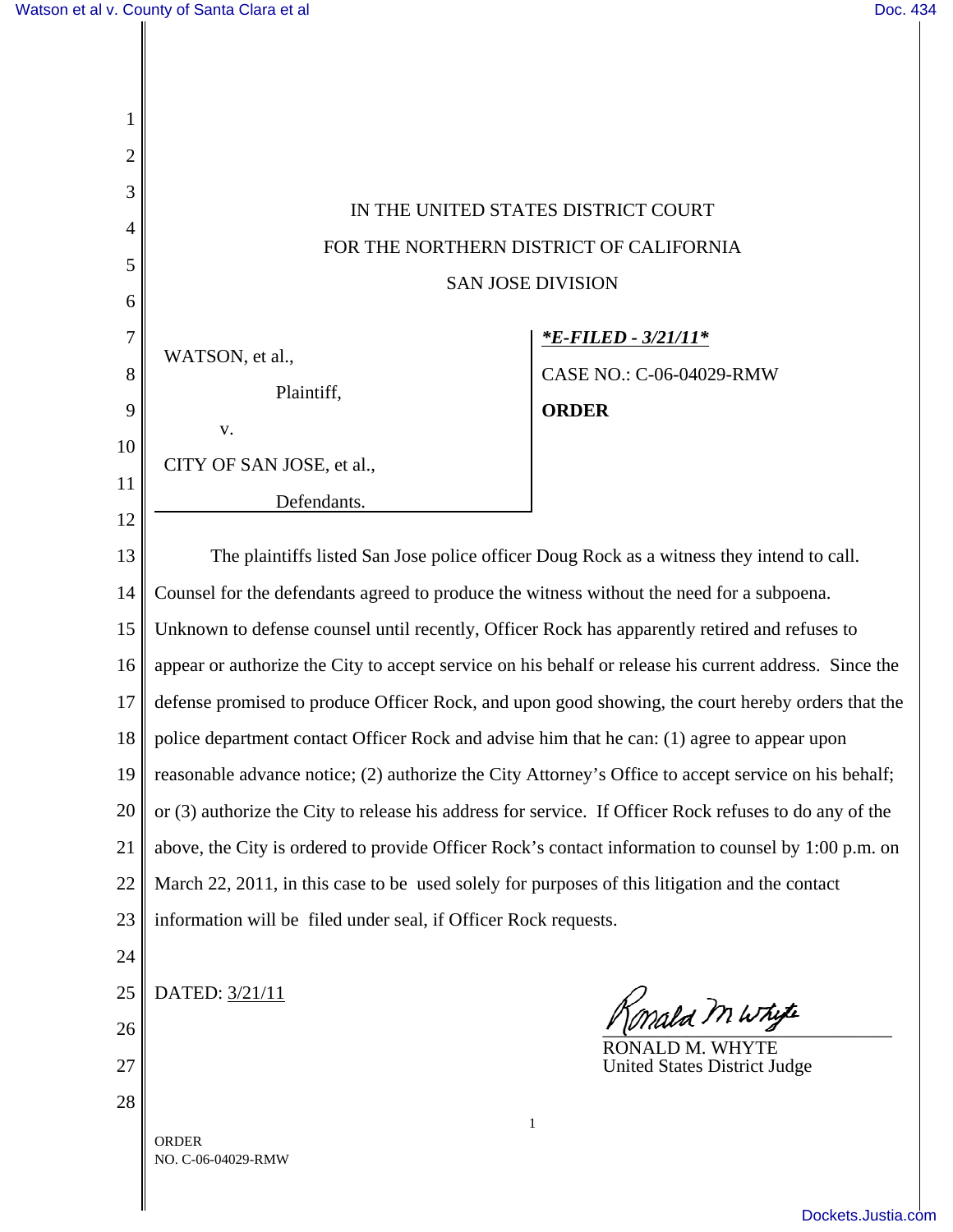IN THE UNITED STATES DISTRICT COURT

FOR THE NORTHERN DISTRICT OF CALIFORNIA

SAN JOSE DIVISION

WATSON, et al.,

Plaintiff,

v.

CITY OF SAN JOSE, et al.,

Defendants.

***E-FILED - 3/21/11***

CASE NO.: C-06-04029-RMW

**ORDER**

The plaintiffs listed San Jose police officer Doug Rock as a witness they intend to call. Counsel for the defendants agreed to produce the witness without the need for a subpoena. Unknown to defense counsel until recently, Officer Rock has apparently retired and refuses to appear or authorize the City to accept service on his behalf or release his current address. Since the defense promised to produce Officer Rock, and upon good showing, the court hereby orders that the police department contact Officer Rock and advise him that he can: (1) agree to appear upon reasonable advance notice; (2) authorize the City Attorney's Office to accept service on his behalf; or (3) authorize the City to release his address for service. If Officer Rock refuses to do any of the above, the City is ordered to provide Officer Rock's contact information to counsel by 1:00 p.m. on March 22, 2011, in this case to be used solely for purposes of this litigation and the contact information will be filed under seal, if Officer Rock requests.

DATED: 3/21/11

RONALD M. WHYTE
United States District Judge

ORDER
NO. C-06-04029-RMW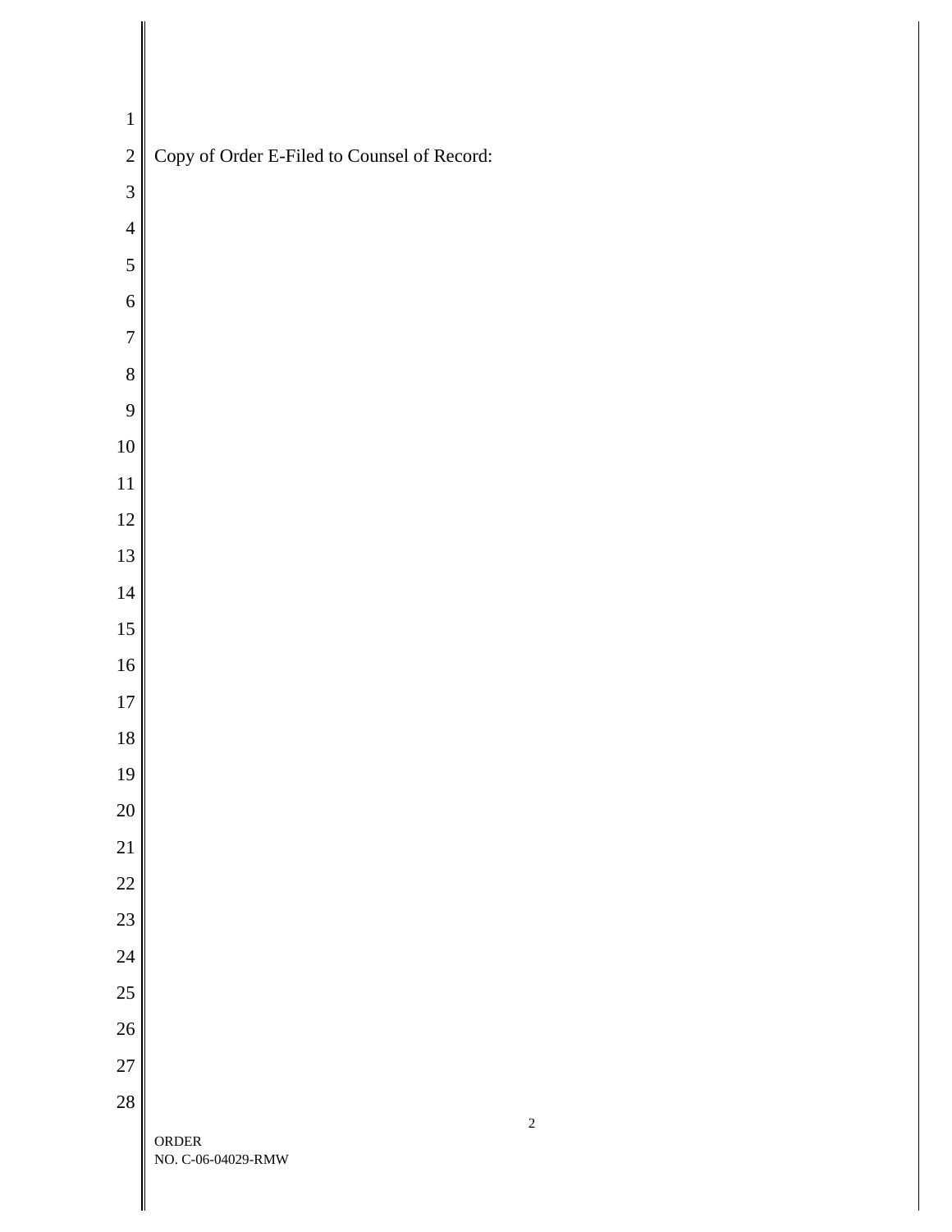Copy of Order E-Filed to Counsel of Record: